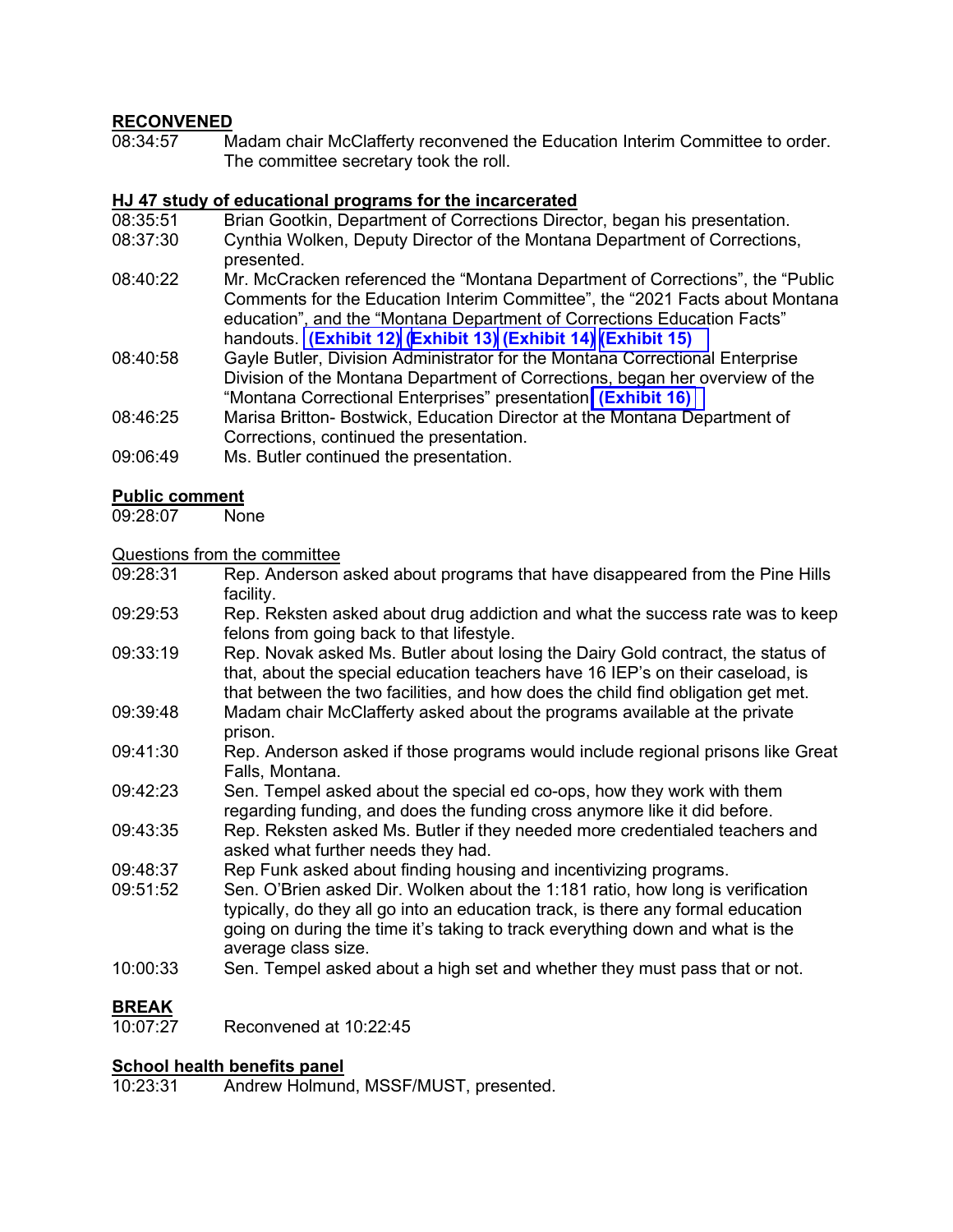**RECONVENED**

08:34:57 Madam chair McClafferty reconvened the Education Interim Committee to order. The committee secretary took the roll.

**HJ 47 study of educational programs for the incarcerated**

08:35:51 Brian Gootkin, Department of Corrections Director, began his presentation.

08:37:30 Cynthia Wolken, Deputy Director of the Montana Department of Corrections, presented.

08:40:22 Mr. McCracken referenced the “Montana Department of Corrections”, the “Public Comments for the Education Interim Committee”, the “2021 Facts about Montana education”, and the “Montana Department of Corrections Education Facts” handouts. **(Exhibit 12)** **(Exhibit 13)** **(Exhibit 14)** **(Exhibit 15)**

08:40:58 Gayle Butler, Division Administrator for the Montana Correctional Enterprise Division of the Montana Department of Corrections, began her overview of the “Montana Correctional Enterprises” presentation. **(Exhibit 16)**

08:46:25 Marisa Britton- Bostwick, Education Director at the Montana Department of Corrections, continued the presentation.

09:06:49 Ms. Butler continued the presentation.

**Public comment**

09:28:07 None

Questions from the committee

09:28:31 Rep. Anderson asked about programs that have disappeared from the Pine Hills facility.

09:29:53 Rep. Reksten asked about drug addiction and what the success rate was to keep felons from going back to that lifestyle.

09:33:19 Rep. Novak asked Ms. Butler about losing the Dairy Gold contract, the status of that, about the special education teachers have 16 IEP’s on their caseload, is that between the two facilities, and how does the child find obligation get met.

09:39:48 Madam chair McClafferty asked about the programs available at the private prison.

09:41:30 Rep. Anderson asked if those programs would include regional prisons like Great Falls, Montana.

09:42:23 Sen. Tempel asked about the special ed co-ops, how they work with them regarding funding, and does the funding cross anymore like it did before.

09:43:35 Rep. Reksten asked Ms. Butler if they needed more credentialed teachers and asked what further needs they had.

09:48:37 Rep Funk asked about finding housing and incentivizing programs.

09:51:52 Sen. O’Brien asked Dir. Wolken about the 1:181 ratio, how long is verification typically, do they all go into an education track, is there any formal education going on during the time it’s taking to track everything down and what is the average class size.

10:00:33 Sen. Tempel asked about a high set and whether they must pass that or not.

**BREAK**

10:07:27 Reconvened at 10:22:45

**School health benefits panel**

10:23:31 Andrew Holmund, MSSF/MUST, presented.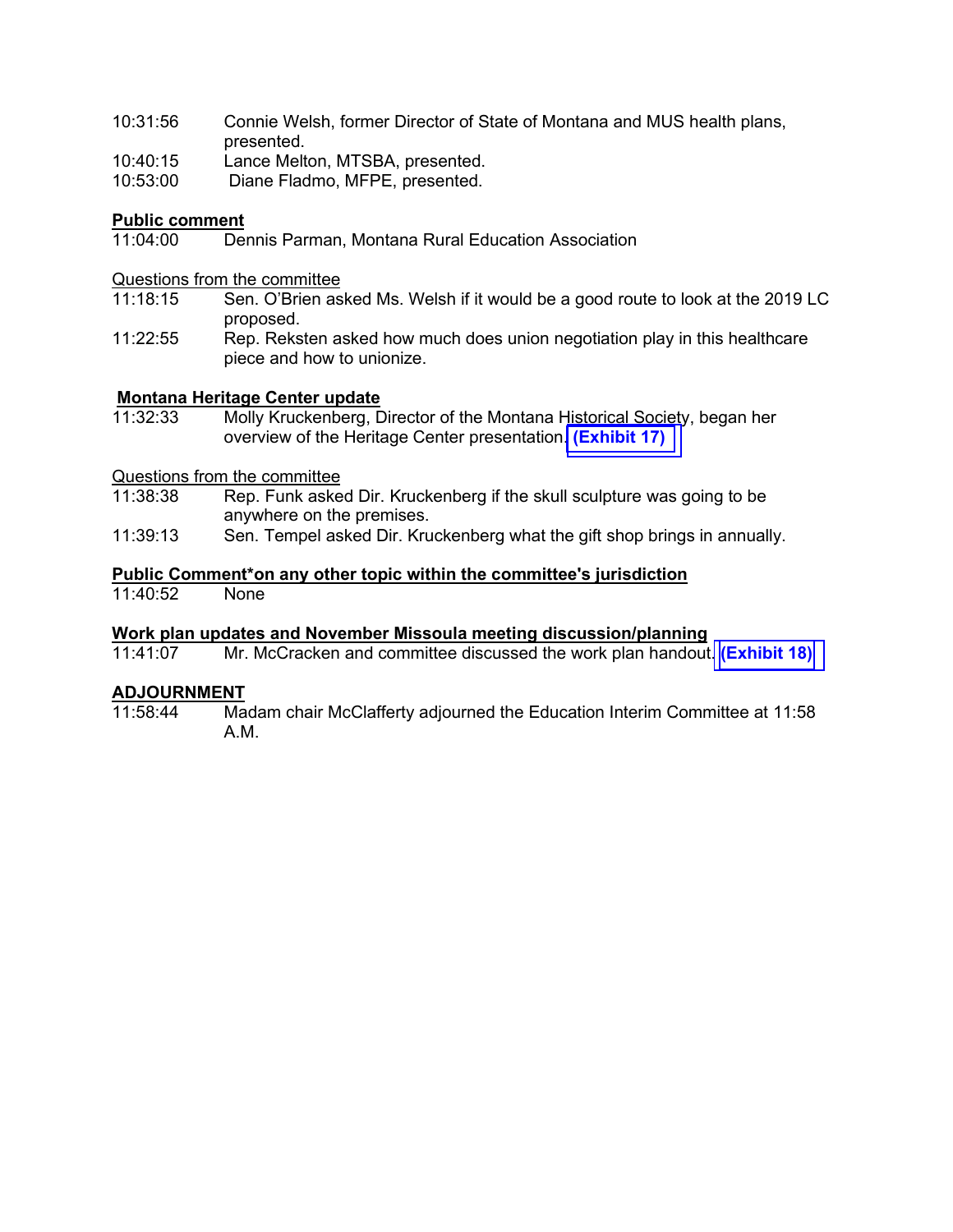10:31:56 Connie Welsh, former Director of State of Montana and MUS health plans, presented.
10:40:15 Lance Melton, MTSBA, presented.
10:53:00 Diane Fladmo, MFPE, presented.

**Public comment**

11:04:00 Dennis Parman, Montana Rural Education Association

Questions from the committee

11:18:15 Sen. O'Brien asked Ms. Welsh if it would be a good route to look at the 2019 LC proposed.
11:22:55 Rep. Reksten asked how much does union negotiation play in this healthcare piece and how to unionize.

**Montana Heritage Center update**

11:32:33 Molly Kruckenberg, Director of the Montana Historical Society, began her overview of the Heritage Center presentation. **(Exhibit 17)**

Questions from the committee

11:38:38 Rep. Funk asked Dir. Kruckenberg if the skull sculpture was going to be anywhere on the premises.
11:39:13 Sen. Tempel asked Dir. Kruckenberg what the gift shop brings in annually.

**Public Comment*on any other topic within the committee's jurisdiction**

11:40:52 None

**Work plan updates and November Missoula meeting discussion/planning**

11:41:07 Mr. McCracken and committee discussed the work plan handout. **(Exhibit 18)**

**ADJOURNMENT**

11:58:44 Madam chair McClafferty adjourned the Education Interim Committee at 11:58 A.M.